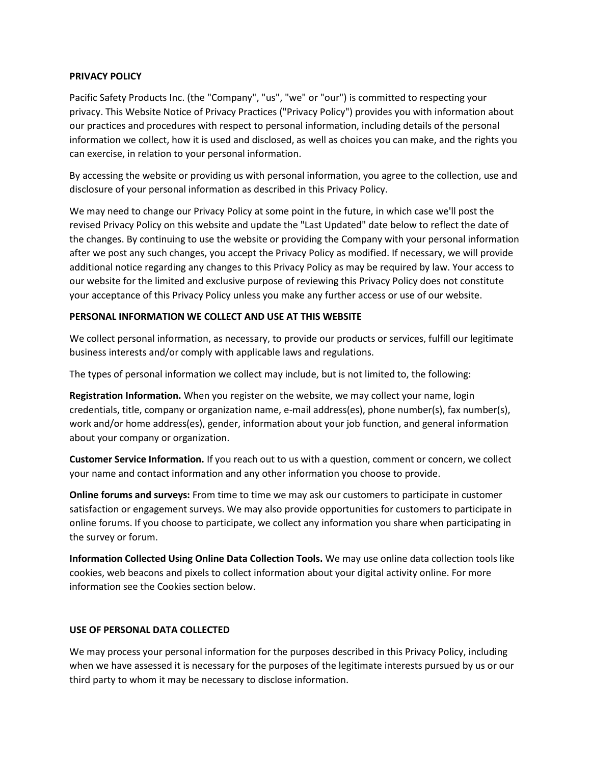# PRIVACY POLICY

Pacific Safety Products Inc. (the "Company", "us", "we" or "our") is committed to respecting your privacy. This Website Notice of Privacy Practices ("Privacy Policy") provides you with information about our practices and procedures with respect to personal information, including details of the personal information we collect, how it is used and disclosed, as well as choices you can make, and the rights you can exercise, in relation to your personal information.

By accessing the website or providing us with personal information, you agree to the collection, use and disclosure of your personal information as described in this Privacy Policy.

We may need to change our Privacy Policy at some point in the future, in which case we'll post the revised Privacy Policy on this website and update the "Last Updated" date below to reflect the date of the changes. By continuing to use the website or providing the Company with your personal information after we post any such changes, you accept the Privacy Policy as modified. If necessary, we will provide additional notice regarding any changes to this Privacy Policy as may be required by law. Your access to our website for the limited and exclusive purpose of reviewing this Privacy Policy does not constitute your acceptance of this Privacy Policy unless you make any further access or use of our website.

## PERSONAL INFORMATION WE COLLECT AND USE AT THIS WEBSITE

We collect personal information, as necessary, to provide our products or services, fulfill our legitimate business interests and/or comply with applicable laws and regulations.

The types of personal information we collect may include, but is not limited to, the following:

**Registration Information.** When you register on the website, we may collect your name, login credentials, title, company or organization name, e-mail address(es), phone number(s), fax number(s), work and/or home address(es), gender, information about your job function, and general information about your company or organization.

**Customer Service Information.** If you reach out to us with a question, comment or concern, we collect your name and contact information and any other information you choose to provide.

**Online forums and surveys:** From time to time we may ask our customers to participate in customer satisfaction or engagement surveys. We may also provide opportunities for customers to participate in online forums. If you choose to participate, we collect any information you share when participating in the survey or forum.

**Information Collected Using Online Data Collection Tools.** We may use online data collection tools like cookies, web beacons and pixels to collect information about your digital activity online. For more information see the Cookies section below.

## USE OF PERSONAL DATA COLLECTED

We may process your personal information for the purposes described in this Privacy Policy, including when we have assessed it is necessary for the purposes of the legitimate interests pursued by us or our third party to whom it may be necessary to disclose information.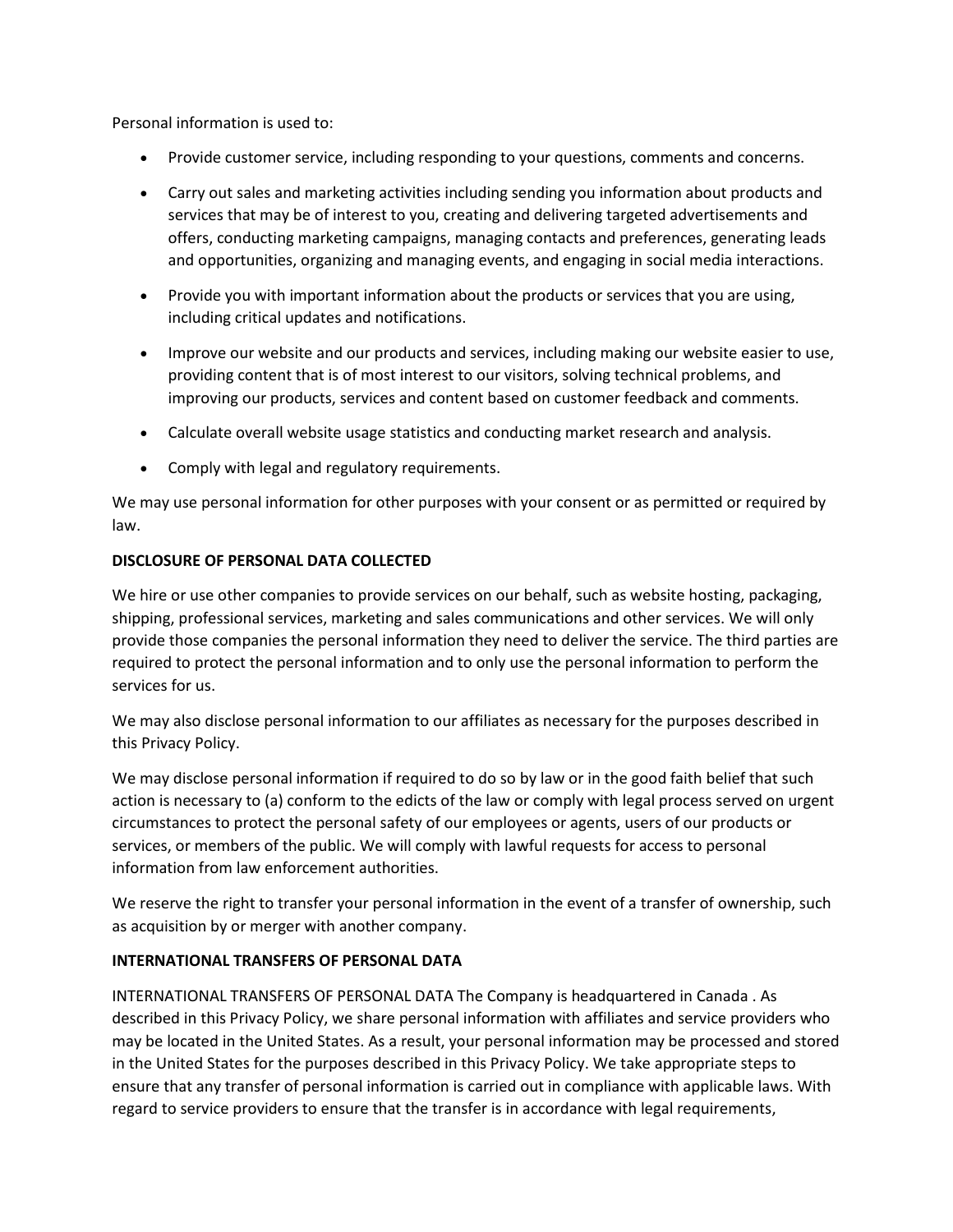Personal information is used to:

- Provide customer service, including responding to your questions, comments and concerns.
- Carry out sales and marketing activities including sending you information about products and services that may be of interest to you, creating and delivering targeted advertisements and offers, conducting marketing campaigns, managing contacts and preferences, generating leads and opportunities, organizing and managing events, and engaging in social media interactions.
- Provide you with important information about the products or services that you are using, including critical updates and notifications.
- Improve our website and our products and services, including making our website easier to use, providing content that is of most interest to our visitors, solving technical problems, and improving our products, services and content based on customer feedback and comments.
- Calculate overall website usage statistics and conducting market research and analysis.
- Comply with legal and regulatory requirements.

We may use personal information for other purposes with your consent or as permitted or required by law.

**DISCLOSURE OF PERSONAL DATA COLLECTED**

We hire or use other companies to provide services on our behalf, such as website hosting, packaging, shipping, professional services, marketing and sales communications and other services. We will only provide those companies the personal information they need to deliver the service. The third parties are required to protect the personal information and to only use the personal information to perform the services for us.

We may also disclose personal information to our affiliates as necessary for the purposes described in this Privacy Policy.

We may disclose personal information if required to do so by law or in the good faith belief that such action is necessary to (a) conform to the edicts of the law or comply with legal process served on urgent circumstances to protect the personal safety of our employees or agents, users of our products or services, or members of the public. We will comply with lawful requests for access to personal information from law enforcement authorities.

We reserve the right to transfer your personal information in the event of a transfer of ownership, such as acquisition by or merger with another company.

**INTERNATIONAL TRANSFERS OF PERSONAL DATA**

INTERNATIONAL TRANSFERS OF PERSONAL DATA The Company is headquartered in Canada . As described in this Privacy Policy, we share personal information with affiliates and service providers who may be located in the United States. As a result, your personal information may be processed and stored in the United States for the purposes described in this Privacy Policy. We take appropriate steps to ensure that any transfer of personal information is carried out in compliance with applicable laws. With regard to service providers to ensure that the transfer is in accordance with legal requirements,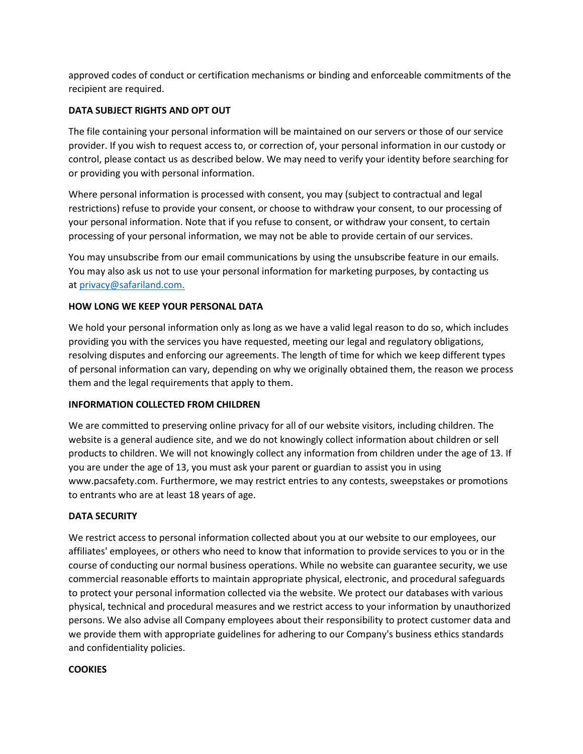approved codes of conduct or certification mechanisms or binding and enforceable commitments of the recipient are required.

**DATA SUBJECT RIGHTS AND OPT OUT**

The file containing your personal information will be maintained on our servers or those of our service provider. If you wish to request access to, or correction of, your personal information in our custody or control, please contact us as described below. We may need to verify your identity before searching for or providing you with personal information.

Where personal information is processed with consent, you may (subject to contractual and legal restrictions) refuse to provide your consent, or choose to withdraw your consent, to our processing of your personal information. Note that if you refuse to consent, or withdraw your consent, to certain processing of your personal information, we may not be able to provide certain of our services.

You may unsubscribe from our email communications by using the unsubscribe feature in our emails. You may also ask us not to use your personal information for marketing purposes, by contacting us at privacy@safariland.com.

**HOW LONG WE KEEP YOUR PERSONAL DATA**

We hold your personal information only as long as we have a valid legal reason to do so, which includes providing you with the services you have requested, meeting our legal and regulatory obligations, resolving disputes and enforcing our agreements. The length of time for which we keep different types of personal information can vary, depending on why we originally obtained them, the reason we process them and the legal requirements that apply to them.

**INFORMATION COLLECTED FROM CHILDREN**

We are committed to preserving online privacy for all of our website visitors, including children. The website is a general audience site, and we do not knowingly collect information about children or sell products to children. We will not knowingly collect any information from children under the age of 13. If you are under the age of 13, you must ask your parent or guardian to assist you in using www.pacsafety.com. Furthermore, we may restrict entries to any contests, sweepstakes or promotions to entrants who are at least 18 years of age.

**DATA SECURITY**

We restrict access to personal information collected about you at our website to our employees, our affiliates' employees, or others who need to know that information to provide services to you or in the course of conducting our normal business operations. While no website can guarantee security, we use commercial reasonable efforts to maintain appropriate physical, electronic, and procedural safeguards to protect your personal information collected via the website. We protect our databases with various physical, technical and procedural measures and we restrict access to your information by unauthorized persons. We also advise all Company employees about their responsibility to protect customer data and we provide them with appropriate guidelines for adhering to our Company's business ethics standards and confidentiality policies.

**COOKIES**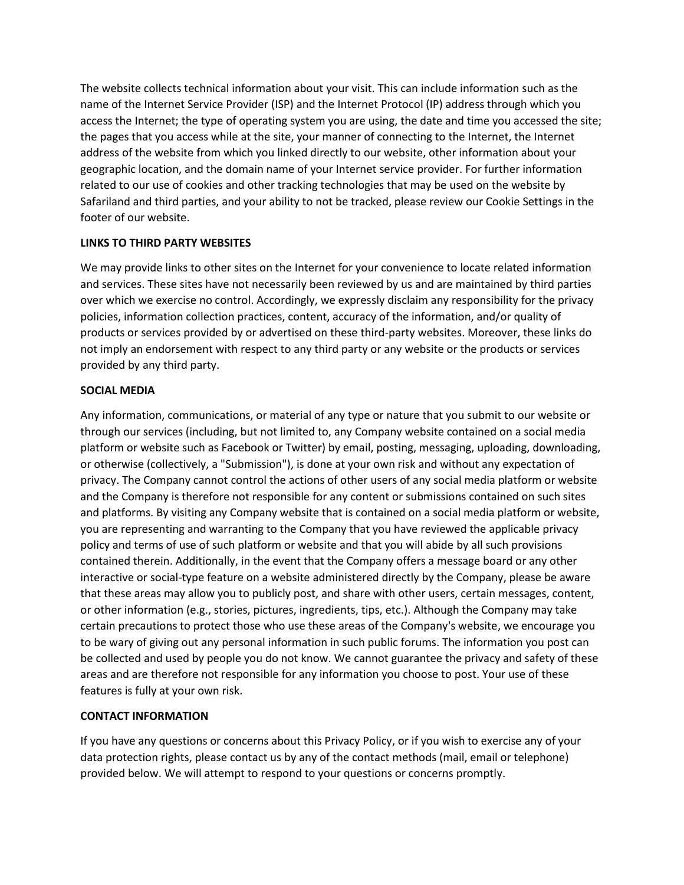The website collects technical information about your visit. This can include information such as the name of the Internet Service Provider (ISP) and the Internet Protocol (IP) address through which you access the Internet; the type of operating system you are using, the date and time you accessed the site; the pages that you access while at the site, your manner of connecting to the Internet, the Internet address of the website from which you linked directly to our website, other information about your geographic location, and the domain name of your Internet service provider. For further information related to our use of cookies and other tracking technologies that may be used on the website by Safariland and third parties, and your ability to not be tracked, please review our Cookie Settings in the footer of our website.

**LINKS TO THIRD PARTY WEBSITES**

We may provide links to other sites on the Internet for your convenience to locate related information and services. These sites have not necessarily been reviewed by us and are maintained by third parties over which we exercise no control. Accordingly, we expressly disclaim any responsibility for the privacy policies, information collection practices, content, accuracy of the information, and/or quality of products or services provided by or advertised on these third-party websites. Moreover, these links do not imply an endorsement with respect to any third party or any website or the products or services provided by any third party.

**SOCIAL MEDIA**

Any information, communications, or material of any type or nature that you submit to our website or through our services (including, but not limited to, any Company website contained on a social media platform or website such as Facebook or Twitter) by email, posting, messaging, uploading, downloading, or otherwise (collectively, a "Submission"), is done at your own risk and without any expectation of privacy. The Company cannot control the actions of other users of any social media platform or website and the Company is therefore not responsible for any content or submissions contained on such sites and platforms. By visiting any Company website that is contained on a social media platform or website, you are representing and warranting to the Company that you have reviewed the applicable privacy policy and terms of use of such platform or website and that you will abide by all such provisions contained therein. Additionally, in the event that the Company offers a message board or any other interactive or social-type feature on a website administered directly by the Company, please be aware that these areas may allow you to publicly post, and share with other users, certain messages, content, or other information (e.g., stories, pictures, ingredients, tips, etc.). Although the Company may take certain precautions to protect those who use these areas of the Company's website, we encourage you to be wary of giving out any personal information in such public forums. The information you post can be collected and used by people you do not know. We cannot guarantee the privacy and safety of these areas and are therefore not responsible for any information you choose to post. Your use of these features is fully at your own risk.

**CONTACT INFORMATION**

If you have any questions or concerns about this Privacy Policy, or if you wish to exercise any of your data protection rights, please contact us by any of the contact methods (mail, email or telephone) provided below. We will attempt to respond to your questions or concerns promptly.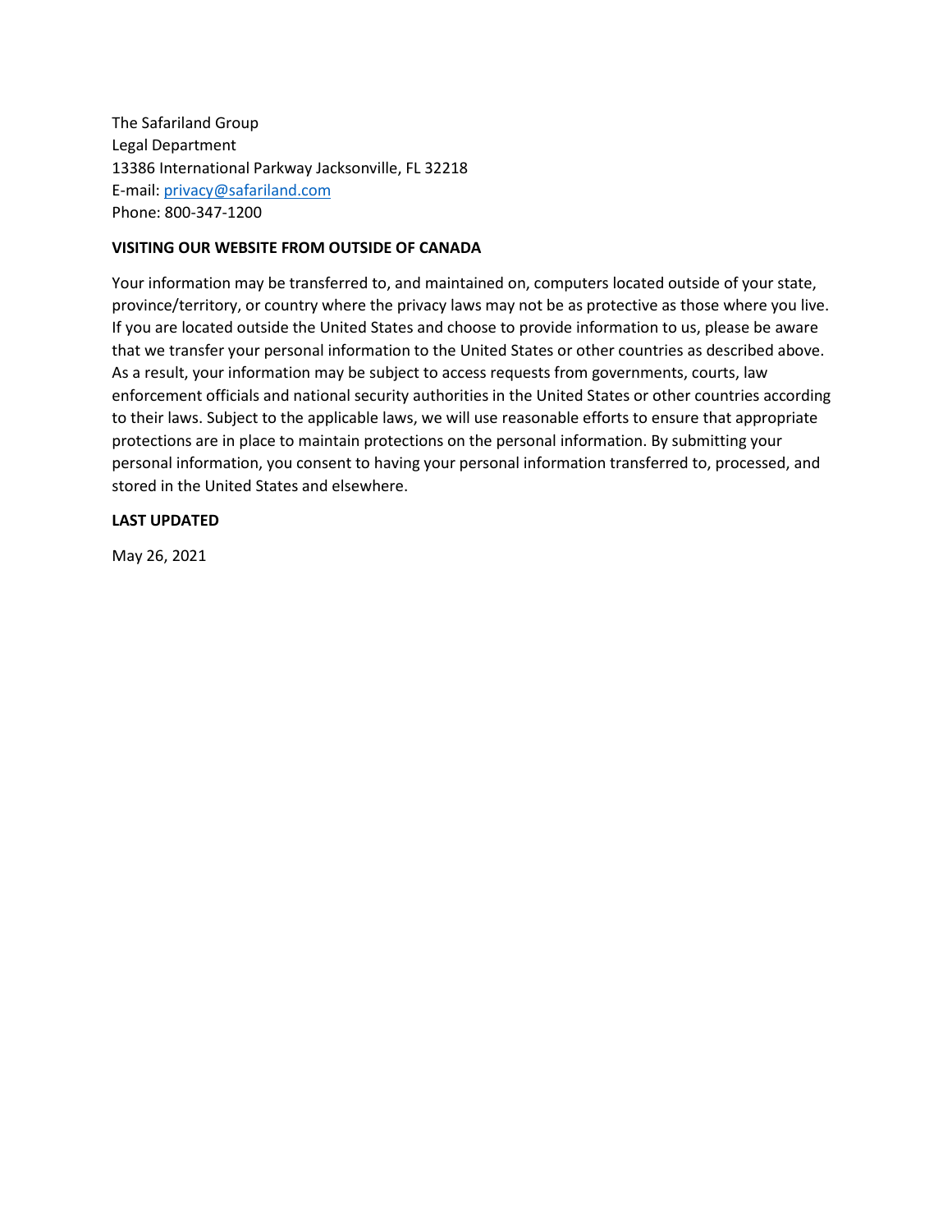The Safariland Group
Legal Department
13386 International Parkway Jacksonville, FL 32218
E-mail: privacy@safariland.com
Phone: 800-347-1200

**VISITING OUR WEBSITE FROM OUTSIDE OF CANADA**

Your information may be transferred to, and maintained on, computers located outside of your state, province/territory, or country where the privacy laws may not be as protective as those where you live. If you are located outside the United States and choose to provide information to us, please be aware that we transfer your personal information to the United States or other countries as described above. As a result, your information may be subject to access requests from governments, courts, law enforcement officials and national security authorities in the United States or other countries according to their laws. Subject to the applicable laws, we will use reasonable efforts to ensure that appropriate protections are in place to maintain protections on the personal information. By submitting your personal information, you consent to having your personal information transferred to, processed, and stored in the United States and elsewhere.

**LAST UPDATED**

May 26, 2021